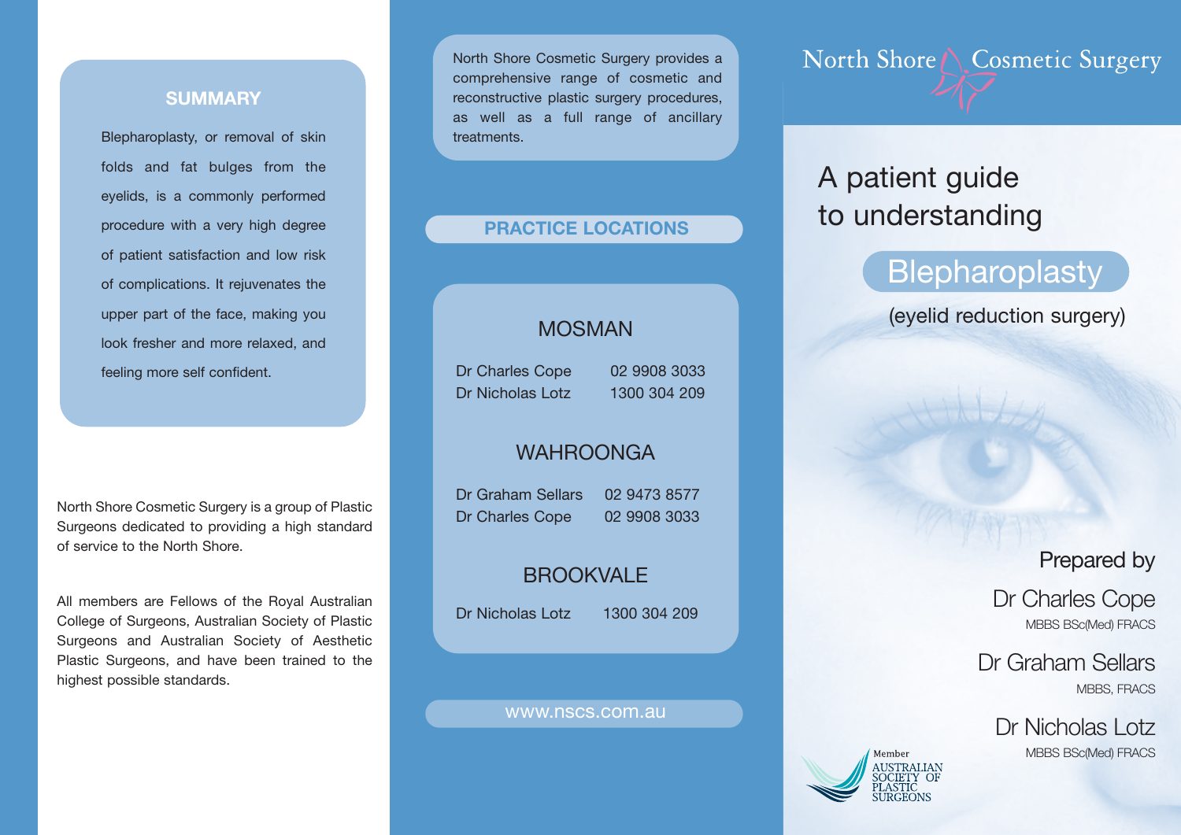## SUMMARY

Blepharoplasty, or removal of skin folds and fat bulges from the eyelids, is a commonly performed procedure with a very high degree of patient satisfaction and low risk of complications. It rejuvenates the upper part of the face, making you look fresher and more relaxed, and feeling more self confident.

North Shore Cosmetic Surgery is a group of Plastic Surgeons dedicated to providing a high standard of service to the North Shore.

All members are Fellows of the Royal Australian College of Surgeons, Australian Society of Plastic Surgeons and Australian Society of Aesthetic Plastic Surgeons, and have been trained to the highest possible standards.

North Shore Cosmetic Surgery provides a comprehensive range of cosmetic and reconstructive plastic surgery procedures, as well as a full range of ancillary treatments.

## PRACTICE LOCATIONS

### MOSMAN

Dr Charles Cope 02 9908 3033
Dr Nicholas Lotz 1300 304 209

### WAHROONGA

Dr Graham Sellars 02 9473 8577
Dr Charles Cope 02 9908 3033

### BROOKVALE

Dr Nicholas Lotz 1300 304 209

www.nscs.com.au

North Shore Cosmetic Surgery

# A patient guide to understanding

# Blepharoplasty

(eyelid reduction surgery)

Prepared by

Dr Charles Cope
MBBS BSc(Med) FRACS

Dr Graham Sellars
MBBS, FRACS

Dr Nicholas Lotz
MBBS BSc(Med) FRACS

Member
AUSTRALIAN SOCIETY OF PLASTIC SURGEONS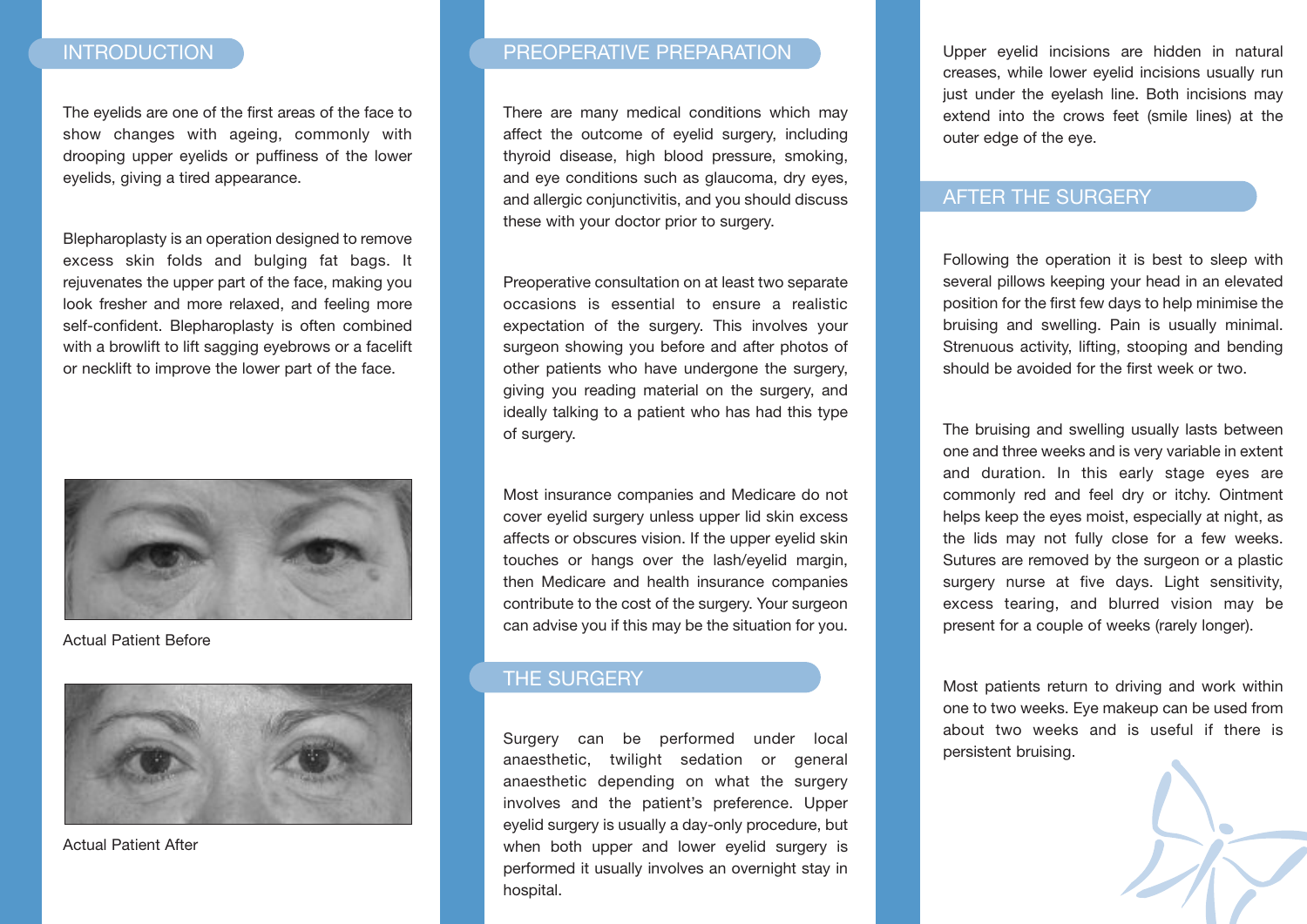## INTRODUCTION

The eyelids are one of the first areas of the face to show changes with ageing, commonly with drooping upper eyelids or puffiness of the lower eyelids, giving a tired appearance.

Blepharoplasty is an operation designed to remove excess skin folds and bulging fat bags. It rejuvenates the upper part of the face, making you look fresher and more relaxed, and feeling more self-confident. Blepharoplasty is often combined with a browlift to lift sagging eyebrows or a facelift or necklift to improve the lower part of the face.

Actual Patient Before

Actual Patient After

## PREOPERATIVE PREPARATION

There are many medical conditions which may affect the outcome of eyelid surgery, including thyroid disease, high blood pressure, smoking, and eye conditions such as glaucoma, dry eyes, and allergic conjunctivitis, and you should discuss these with your doctor prior to surgery.

Preoperative consultation on at least two separate occasions is essential to ensure a realistic expectation of the surgery. This involves your surgeon showing you before and after photos of other patients who have undergone the surgery, giving you reading material on the surgery, and ideally talking to a patient who has had this type of surgery.

Most insurance companies and Medicare do not cover eyelid surgery unless upper lid skin excess affects or obscures vision. If the upper eyelid skin touches or hangs over the lash/eyelid margin, then Medicare and health insurance companies contribute to the cost of the surgery. Your surgeon can advise you if this may be the situation for you.

## THE SURGERY

Surgery can be performed under local anaesthetic, twilight sedation or general anaesthetic depending on what the surgery involves and the patient's preference. Upper eyelid surgery is usually a day-only procedure, but when both upper and lower eyelid surgery is performed it usually involves an overnight stay in hospital.

Upper eyelid incisions are hidden in natural creases, while lower eyelid incisions usually run just under the eyelash line. Both incisions may extend into the crows feet (smile lines) at the outer edge of the eye.

## AFTER THE SURGERY

Following the operation it is best to sleep with several pillows keeping your head in an elevated position for the first few days to help minimise the bruising and swelling. Pain is usually minimal. Strenuous activity, lifting, stooping and bending should be avoided for the first week or two.

The bruising and swelling usually lasts between one and three weeks and is very variable in extent and duration. In this early stage eyes are commonly red and feel dry or itchy. Ointment helps keep the eyes moist, especially at night, as the lids may not fully close for a few weeks. Sutures are removed by the surgeon or a plastic surgery nurse at five days. Light sensitivity, excess tearing, and blurred vision may be present for a couple of weeks (rarely longer).

Most patients return to driving and work within one to two weeks. Eye makeup can be used from about two weeks and is useful if there is persistent bruising.